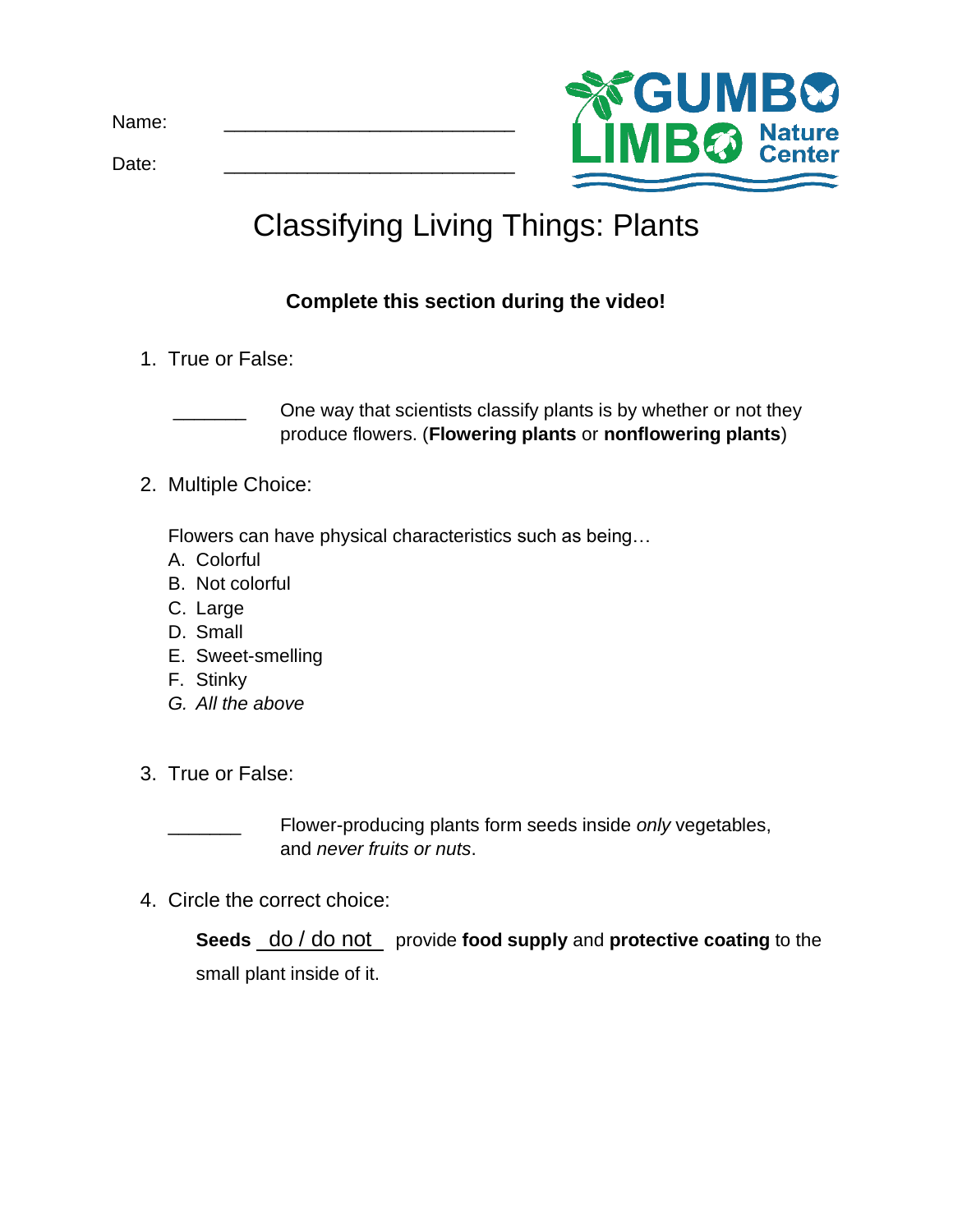Name: ___________________________

Date: ___________________________

GUMBO LIMBO Nature Center

# Classifying Living Things: Plants

**Complete this section during the video!**

1. True or False:

   _______ One way that scientists classify plants is by whether or not they produce flowers. (**Flowering plants** or **nonflowering plants**)

2. Multiple Choice:

   Flowers can have physical characteristics such as being…

   A. Colorful
   B. Not colorful
   C. Large
   D. Small
   E. Sweet-smelling
   F. Stinky
   *G. All the above*

3. True or False:

   _______ Flower-producing plants form seeds inside *only* vegetables, and *never fruits or nuts*.

4. Circle the correct choice:

   **Seeds** __do / do not__ provide **food supply** and **protective coating** to the small plant inside of it.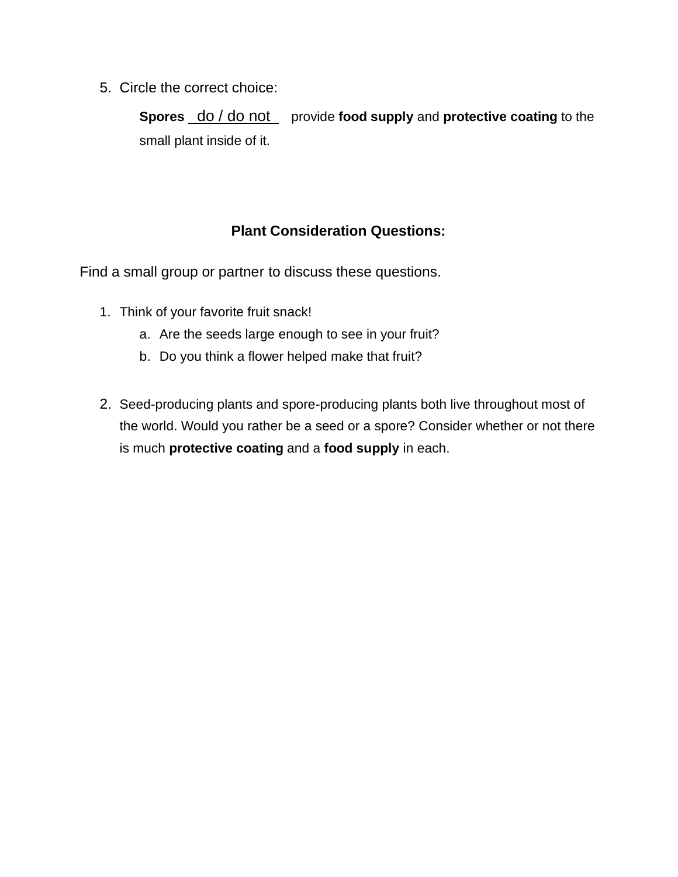5. Circle the correct choice:

   **Spores** do / do not provide **food supply** and **protective coating** to the small plant inside of it.

## Plant Consideration Questions:

Find a small group or partner to discuss these questions.

1. Think of your favorite fruit snack!
   a. Are the seeds large enough to see in your fruit?
   b. Do you think a flower helped make that fruit?

2. Seed-producing plants and spore-producing plants both live throughout most of the world. Would you rather be a seed or a spore? Consider whether or not there is much **protective coating** and a **food supply** in each.